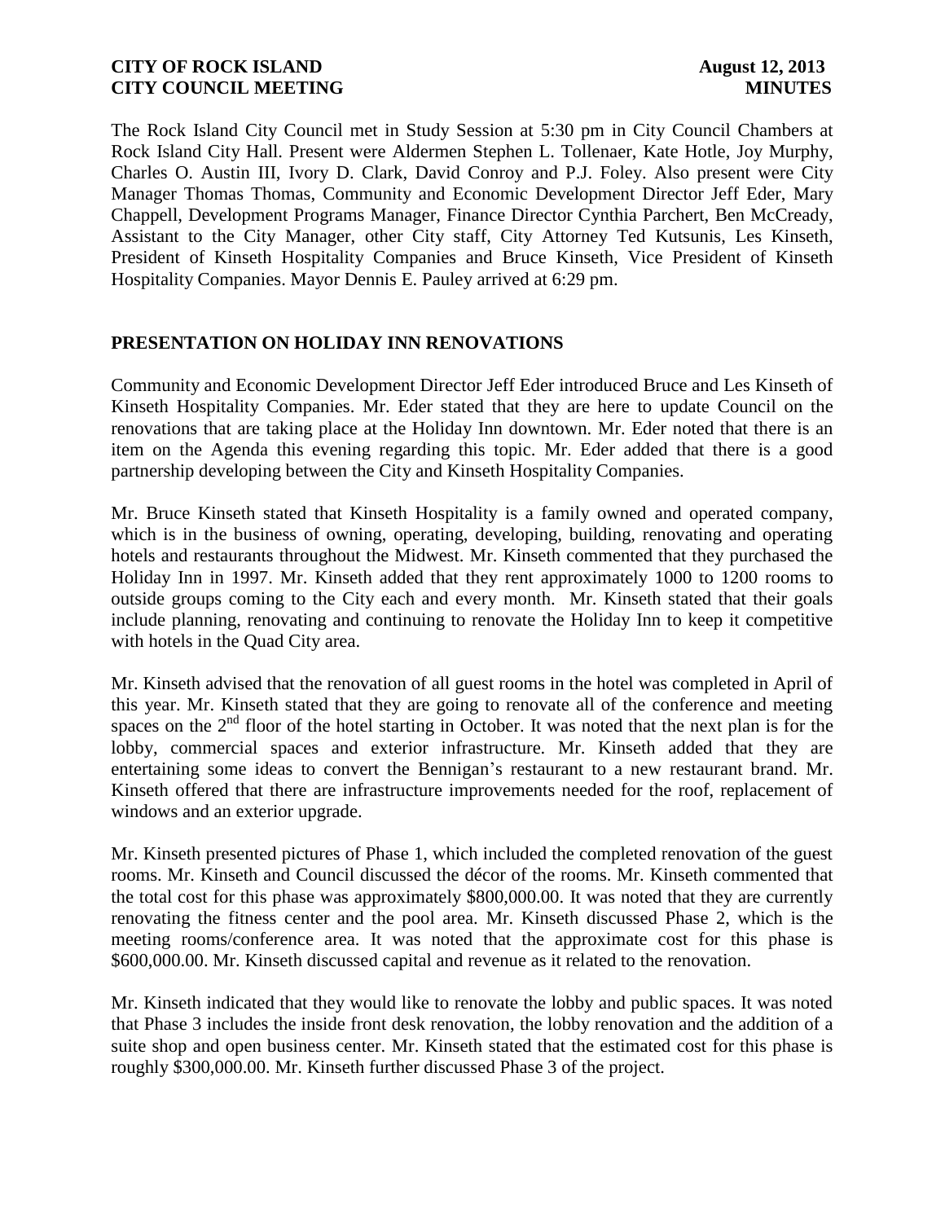The Rock Island City Council met in Study Session at 5:30 pm in City Council Chambers at Rock Island City Hall. Present were Aldermen Stephen L. Tollenaer, Kate Hotle, Joy Murphy, Charles O. Austin III, Ivory D. Clark, David Conroy and P.J. Foley. Also present were City Manager Thomas Thomas, Community and Economic Development Director Jeff Eder, Mary Chappell, Development Programs Manager, Finance Director Cynthia Parchert, Ben McCready, Assistant to the City Manager, other City staff, City Attorney Ted Kutsunis, Les Kinseth, President of Kinseth Hospitality Companies and Bruce Kinseth, Vice President of Kinseth Hospitality Companies. Mayor Dennis E. Pauley arrived at 6:29 pm.

## PRESENTATION ON HOLIDAY INN RENOVATIONS

Community and Economic Development Director Jeff Eder introduced Bruce and Les Kinseth of Kinseth Hospitality Companies. Mr. Eder stated that they are here to update Council on the renovations that are taking place at the Holiday Inn downtown. Mr. Eder noted that there is an item on the Agenda this evening regarding this topic. Mr. Eder added that there is a good partnership developing between the City and Kinseth Hospitality Companies.

Mr. Bruce Kinseth stated that Kinseth Hospitality is a family owned and operated company, which is in the business of owning, operating, developing, building, renovating and operating hotels and restaurants throughout the Midwest. Mr. Kinseth commented that they purchased the Holiday Inn in 1997. Mr. Kinseth added that they rent approximately 1000 to 1200 rooms to outside groups coming to the City each and every month. Mr. Kinseth stated that their goals include planning, renovating and continuing to renovate the Holiday Inn to keep it competitive with hotels in the Quad City area.

Mr. Kinseth advised that the renovation of all guest rooms in the hotel was completed in April of this year. Mr. Kinseth stated that they are going to renovate all of the conference and meeting spaces on the 2nd floor of the hotel starting in October. It was noted that the next plan is for the lobby, commercial spaces and exterior infrastructure. Mr. Kinseth added that they are entertaining some ideas to convert the Bennigan's restaurant to a new restaurant brand. Mr. Kinseth offered that there are infrastructure improvements needed for the roof, replacement of windows and an exterior upgrade.

Mr. Kinseth presented pictures of Phase 1, which included the completed renovation of the guest rooms. Mr. Kinseth and Council discussed the décor of the rooms. Mr. Kinseth commented that the total cost for this phase was approximately $800,000.00. It was noted that they are currently renovating the fitness center and the pool area. Mr. Kinseth discussed Phase 2, which is the meeting rooms/conference area. It was noted that the approximate cost for this phase is $600,000.00. Mr. Kinseth discussed capital and revenue as it related to the renovation.

Mr. Kinseth indicated that they would like to renovate the lobby and public spaces. It was noted that Phase 3 includes the inside front desk renovation, the lobby renovation and the addition of a suite shop and open business center. Mr. Kinseth stated that the estimated cost for this phase is roughly $300,000.00. Mr. Kinseth further discussed Phase 3 of the project.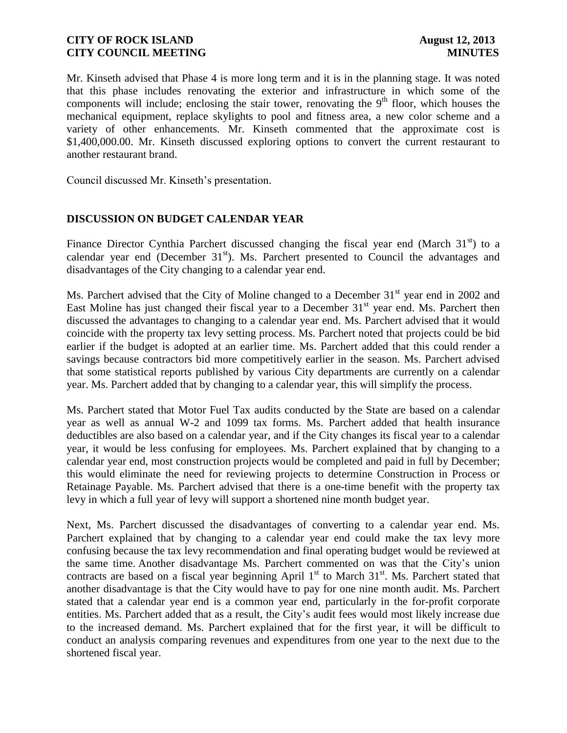Mr. Kinseth advised that Phase 4 is more long term and it is in the planning stage. It was noted that this phase includes renovating the exterior and infrastructure in which some of the components will include; enclosing the stair tower, renovating the 9th floor, which houses the mechanical equipment, replace skylights to pool and fitness area, a new color scheme and a variety of other enhancements. Mr. Kinseth commented that the approximate cost is \$1,400,000.00. Mr. Kinseth discussed exploring options to convert the current restaurant to another restaurant brand.

Council discussed Mr. Kinseth's presentation.

## DISCUSSION ON BUDGET CALENDAR YEAR

Finance Director Cynthia Parchert discussed changing the fiscal year end (March 31st) to a calendar year end (December 31st). Ms. Parchert presented to Council the advantages and disadvantages of the City changing to a calendar year end.

Ms. Parchert advised that the City of Moline changed to a December 31st year end in 2002 and East Moline has just changed their fiscal year to a December 31st year end. Ms. Parchert then discussed the advantages to changing to a calendar year end. Ms. Parchert advised that it would coincide with the property tax levy setting process. Ms. Parchert noted that projects could be bid earlier if the budget is adopted at an earlier time. Ms. Parchert added that this could render a savings because contractors bid more competitively earlier in the season. Ms. Parchert advised that some statistical reports published by various City departments are currently on a calendar year. Ms. Parchert added that by changing to a calendar year, this will simplify the process.

Ms. Parchert stated that Motor Fuel Tax audits conducted by the State are based on a calendar year as well as annual W-2 and 1099 tax forms. Ms. Parchert added that health insurance deductibles are also based on a calendar year, and if the City changes its fiscal year to a calendar year, it would be less confusing for employees. Ms. Parchert explained that by changing to a calendar year end, most construction projects would be completed and paid in full by December; this would eliminate the need for reviewing projects to determine Construction in Process or Retainage Payable. Ms. Parchert advised that there is a one-time benefit with the property tax levy in which a full year of levy will support a shortened nine month budget year.

Next, Ms. Parchert discussed the disadvantages of converting to a calendar year end. Ms. Parchert explained that by changing to a calendar year end could make the tax levy more confusing because the tax levy recommendation and final operating budget would be reviewed at the same time. Another disadvantage Ms. Parchert commented on was that the City's union contracts are based on a fiscal year beginning April 1st to March 31st. Ms. Parchert stated that another disadvantage is that the City would have to pay for one nine month audit. Ms. Parchert stated that a calendar year end is a common year end, particularly in the for-profit corporate entities. Ms. Parchert added that as a result, the City's audit fees would most likely increase due to the increased demand. Ms. Parchert explained that for the first year, it will be difficult to conduct an analysis comparing revenues and expenditures from one year to the next due to the shortened fiscal year.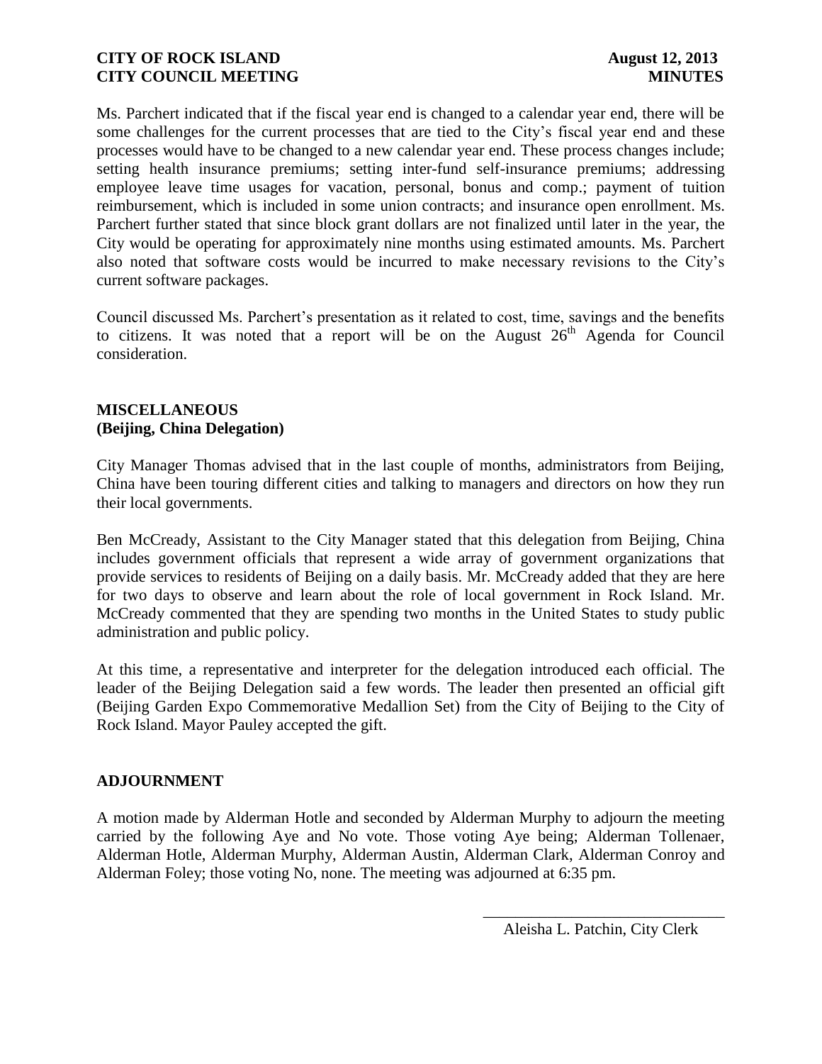Ms. Parchert indicated that if the fiscal year end is changed to a calendar year end, there will be some challenges for the current processes that are tied to the City's fiscal year end and these processes would have to be changed to a new calendar year end. These process changes include; setting health insurance premiums; setting inter-fund self-insurance premiums; addressing employee leave time usages for vacation, personal, bonus and comp.; payment of tuition reimbursement, which is included in some union contracts; and insurance open enrollment. Ms. Parchert further stated that since block grant dollars are not finalized until later in the year, the City would be operating for approximately nine months using estimated amounts. Ms. Parchert also noted that software costs would be incurred to make necessary revisions to the City's current software packages.

Council discussed Ms. Parchert's presentation as it related to cost, time, savings and the benefits to citizens. It was noted that a report will be on the August 26th Agenda for Council consideration.

**MISCELLANEOUS**
**(Beijing, China Delegation)**

City Manager Thomas advised that in the last couple of months, administrators from Beijing, China have been touring different cities and talking to managers and directors on how they run their local governments.

Ben McCready, Assistant to the City Manager stated that this delegation from Beijing, China includes government officials that represent a wide array of government organizations that provide services to residents of Beijing on a daily basis. Mr. McCready added that they are here for two days to observe and learn about the role of local government in Rock Island. Mr. McCready commented that they are spending two months in the United States to study public administration and public policy.

At this time, a representative and interpreter for the delegation introduced each official. The leader of the Beijing Delegation said a few words. The leader then presented an official gift (Beijing Garden Expo Commemorative Medallion Set) from the City of Beijing to the City of Rock Island. Mayor Pauley accepted the gift.

**ADJOURNMENT**

A motion made by Alderman Hotle and seconded by Alderman Murphy to adjourn the meeting carried by the following Aye and No vote. Those voting Aye being; Alderman Tollenaer, Alderman Hotle, Alderman Murphy, Alderman Austin, Alderman Clark, Alderman Conroy and Alderman Foley; those voting No, none. The meeting was adjourned at 6:35 pm.

\_\_\_\_\_\_\_\_\_\_\_\_\_\_\_\_\_\_\_\_\_\_\_\_\_\_\_\_\_\_
Aleisha L. Patchin, City Clerk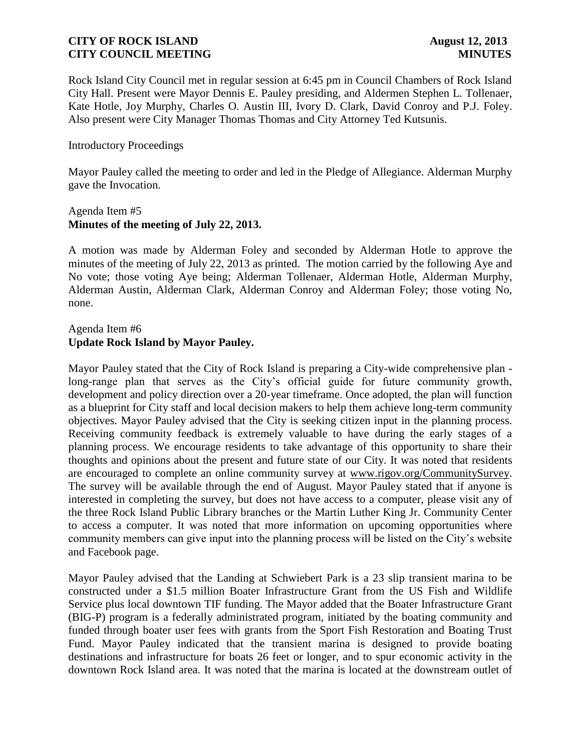Rock Island City Council met in regular session at 6:45 pm in Council Chambers of Rock Island City Hall. Present were Mayor Dennis E. Pauley presiding, and Aldermen Stephen L. Tollenaer, Kate Hotle, Joy Murphy, Charles O. Austin III, Ivory D. Clark, David Conroy and P.J. Foley. Also present were City Manager Thomas Thomas and City Attorney Ted Kutsunis.

Introductory Proceedings

Mayor Pauley called the meeting to order and led in the Pledge of Allegiance. Alderman Murphy gave the Invocation.

Agenda Item #5
**Minutes of the meeting of July 22, 2013.**

A motion was made by Alderman Foley and seconded by Alderman Hotle to approve the minutes of the meeting of July 22, 2013 as printed. The motion carried by the following Aye and No vote; those voting Aye being; Alderman Tollenaer, Alderman Hotle, Alderman Murphy, Alderman Austin, Alderman Clark, Alderman Conroy and Alderman Foley; those voting No, none.

Agenda Item #6
**Update Rock Island by Mayor Pauley.**

Mayor Pauley stated that the City of Rock Island is preparing a City-wide comprehensive plan - long-range plan that serves as the City's official guide for future community growth, development and policy direction over a 20-year timeframe. Once adopted, the plan will function as a blueprint for City staff and local decision makers to help them achieve long-term community objectives. Mayor Pauley advised that the City is seeking citizen input in the planning process. Receiving community feedback is extremely valuable to have during the early stages of a planning process. We encourage residents to take advantage of this opportunity to share their thoughts and opinions about the present and future state of our City. It was noted that residents are encouraged to complete an online community survey at www.rigov.org/CommunitySurvey. The survey will be available through the end of August. Mayor Pauley stated that if anyone is interested in completing the survey, but does not have access to a computer, please visit any of the three Rock Island Public Library branches or the Martin Luther King Jr. Community Center to access a computer. It was noted that more information on upcoming opportunities where community members can give input into the planning process will be listed on the City's website and Facebook page.

Mayor Pauley advised that the Landing at Schwiebert Park is a 23 slip transient marina to be constructed under a $1.5 million Boater Infrastructure Grant from the US Fish and Wildlife Service plus local downtown TIF funding. The Mayor added that the Boater Infrastructure Grant (BIG-P) program is a federally administrated program, initiated by the boating community and funded through boater user fees with grants from the Sport Fish Restoration and Boating Trust Fund. Mayor Pauley indicated that the transient marina is designed to provide boating destinations and infrastructure for boats 26 feet or longer, and to spur economic activity in the downtown Rock Island area. It was noted that the marina is located at the downstream outlet of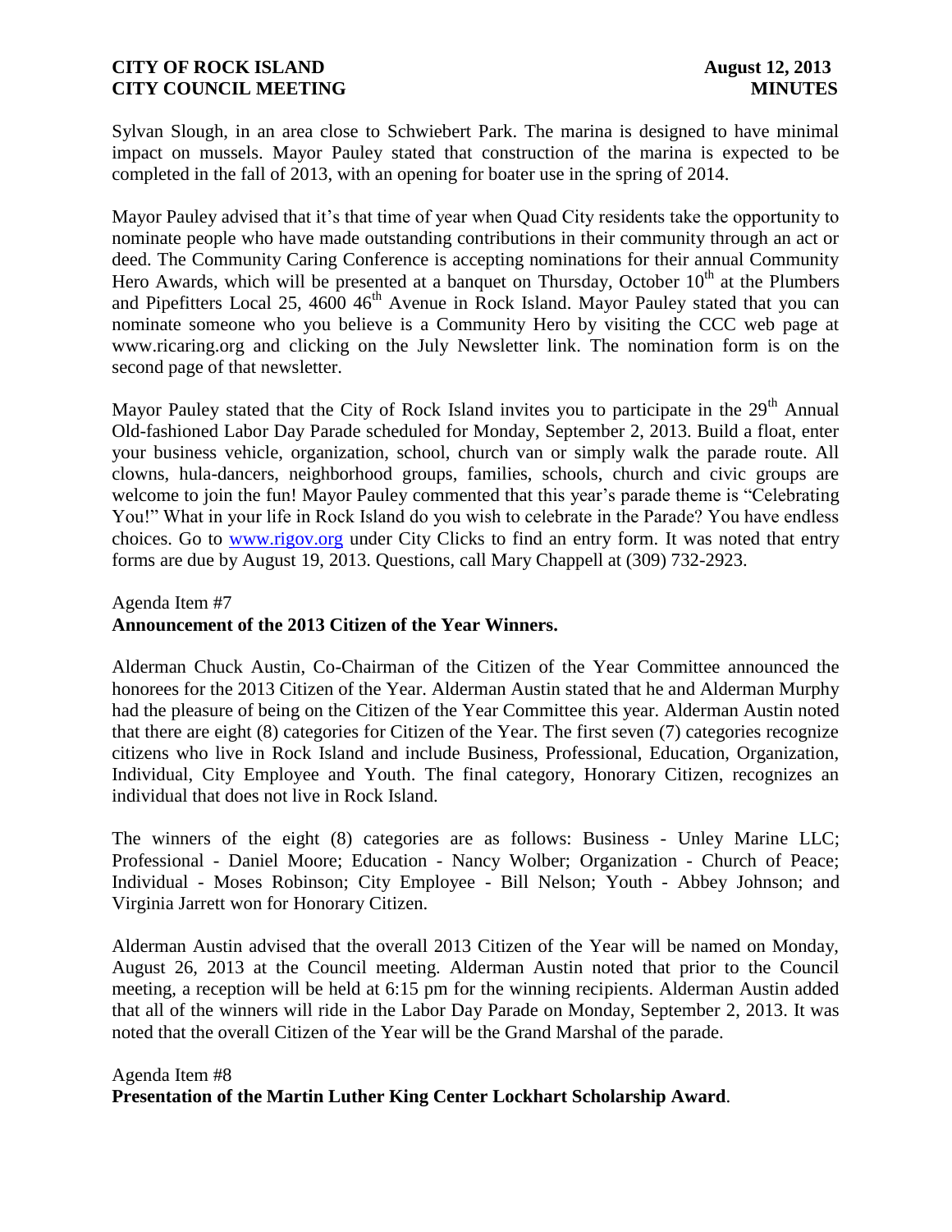Sylvan Slough, in an area close to Schwiebert Park. The marina is designed to have minimal impact on mussels. Mayor Pauley stated that construction of the marina is expected to be completed in the fall of 2013, with an opening for boater use in the spring of 2014.

Mayor Pauley advised that it's that time of year when Quad City residents take the opportunity to nominate people who have made outstanding contributions in their community through an act or deed. The Community Caring Conference is accepting nominations for their annual Community Hero Awards, which will be presented at a banquet on Thursday, October 10th at the Plumbers and Pipefitters Local 25, 4600 46th Avenue in Rock Island. Mayor Pauley stated that you can nominate someone who you believe is a Community Hero by visiting the CCC web page at www.ricaring.org and clicking on the July Newsletter link. The nomination form is on the second page of that newsletter.

Mayor Pauley stated that the City of Rock Island invites you to participate in the 29th Annual Old-fashioned Labor Day Parade scheduled for Monday, September 2, 2013. Build a float, enter your business vehicle, organization, school, church van or simply walk the parade route. All clowns, hula-dancers, neighborhood groups, families, schools, church and civic groups are welcome to join the fun! Mayor Pauley commented that this year's parade theme is "Celebrating You!" What in your life in Rock Island do you wish to celebrate in the Parade? You have endless choices. Go to www.rigov.org under City Clicks to find an entry form. It was noted that entry forms are due by August 19, 2013. Questions, call Mary Chappell at (309) 732-2923.

Agenda Item #7
**Announcement of the 2013 Citizen of the Year Winners.**

Alderman Chuck Austin, Co-Chairman of the Citizen of the Year Committee announced the honorees for the 2013 Citizen of the Year. Alderman Austin stated that he and Alderman Murphy had the pleasure of being on the Citizen of the Year Committee this year. Alderman Austin noted that there are eight (8) categories for Citizen of the Year. The first seven (7) categories recognize citizens who live in Rock Island and include Business, Professional, Education, Organization, Individual, City Employee and Youth. The final category, Honorary Citizen, recognizes an individual that does not live in Rock Island.

The winners of the eight (8) categories are as follows: Business - Unley Marine LLC; Professional - Daniel Moore; Education - Nancy Wolber; Organization - Church of Peace; Individual - Moses Robinson; City Employee - Bill Nelson; Youth - Abbey Johnson; and Virginia Jarrett won for Honorary Citizen.

Alderman Austin advised that the overall 2013 Citizen of the Year will be named on Monday, August 26, 2013 at the Council meeting. Alderman Austin noted that prior to the Council meeting, a reception will be held at 6:15 pm for the winning recipients. Alderman Austin added that all of the winners will ride in the Labor Day Parade on Monday, September 2, 2013. It was noted that the overall Citizen of the Year will be the Grand Marshal of the parade.

Agenda Item #8
**Presentation of the Martin Luther King Center Lockhart Scholarship Award**.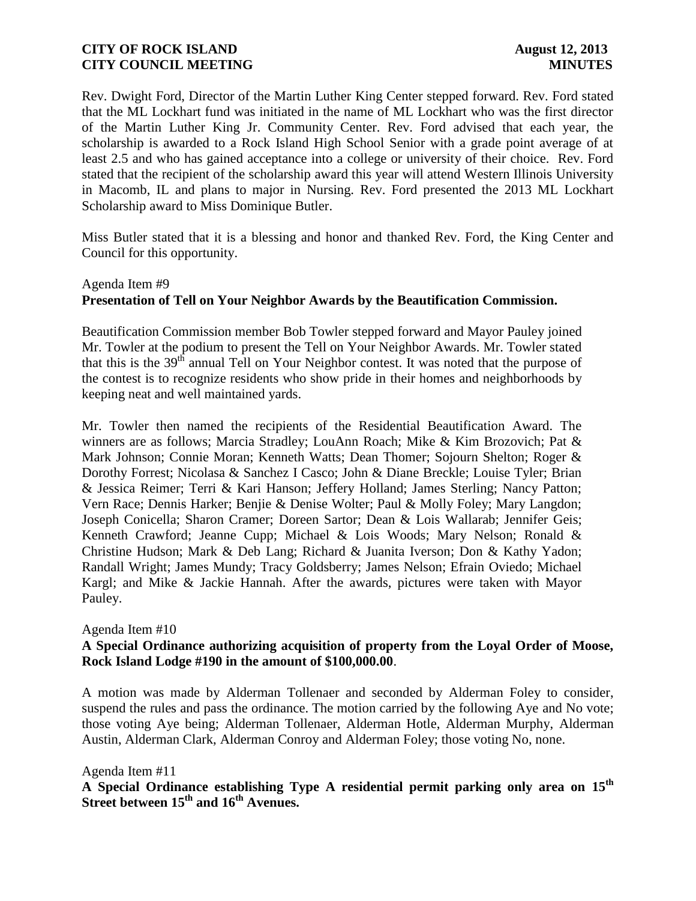Rev. Dwight Ford, Director of the Martin Luther King Center stepped forward. Rev. Ford stated that the ML Lockhart fund was initiated in the name of ML Lockhart who was the first director of the Martin Luther King Jr. Community Center. Rev. Ford advised that each year, the scholarship is awarded to a Rock Island High School Senior with a grade point average of at least 2.5 and who has gained acceptance into a college or university of their choice. Rev. Ford stated that the recipient of the scholarship award this year will attend Western Illinois University in Macomb, IL and plans to major in Nursing. Rev. Ford presented the 2013 ML Lockhart Scholarship award to Miss Dominique Butler.

Miss Butler stated that it is a blessing and honor and thanked Rev. Ford, the King Center and Council for this opportunity.

Agenda Item #9

**Presentation of Tell on Your Neighbor Awards by the Beautification Commission.**

Beautification Commission member Bob Towler stepped forward and Mayor Pauley joined Mr. Towler at the podium to present the Tell on Your Neighbor Awards. Mr. Towler stated that this is the 39th annual Tell on Your Neighbor contest. It was noted that the purpose of the contest is to recognize residents who show pride in their homes and neighborhoods by keeping neat and well maintained yards.

Mr. Towler then named the recipients of the Residential Beautification Award. The winners are as follows; Marcia Stradley; LouAnn Roach; Mike & Kim Brozovich; Pat & Mark Johnson; Connie Moran; Kenneth Watts; Dean Thomer; Sojourn Shelton; Roger & Dorothy Forrest; Nicolasa & Sanchez I Casco; John & Diane Breckle; Louise Tyler; Brian & Jessica Reimer; Terri & Kari Hanson; Jeffery Holland; James Sterling; Nancy Patton; Vern Race; Dennis Harker; Benjie & Denise Wolter; Paul & Molly Foley; Mary Langdon; Joseph Conicella; Sharon Cramer; Doreen Sartor; Dean & Lois Wallarab; Jennifer Geis; Kenneth Crawford; Jeanne Cupp; Michael & Lois Woods; Mary Nelson; Ronald & Christine Hudson; Mark & Deb Lang; Richard & Juanita Iverson; Don & Kathy Yadon; Randall Wright; James Mundy; Tracy Goldsberry; James Nelson; Efrain Oviedo; Michael Kargl; and Mike & Jackie Hannah. After the awards, pictures were taken with Mayor Pauley.

Agenda Item #10

**A Special Ordinance authorizing acquisition of property from the Loyal Order of Moose, Rock Island Lodge #190 in the amount of $100,000.00**.

A motion was made by Alderman Tollenaer and seconded by Alderman Foley to consider, suspend the rules and pass the ordinance. The motion carried by the following Aye and No vote; those voting Aye being; Alderman Tollenaer, Alderman Hotle, Alderman Murphy, Alderman Austin, Alderman Clark, Alderman Conroy and Alderman Foley; those voting No, none.

Agenda Item #11

**A Special Ordinance establishing Type A residential permit parking only area on 15th Street between 15th and 16th Avenues.**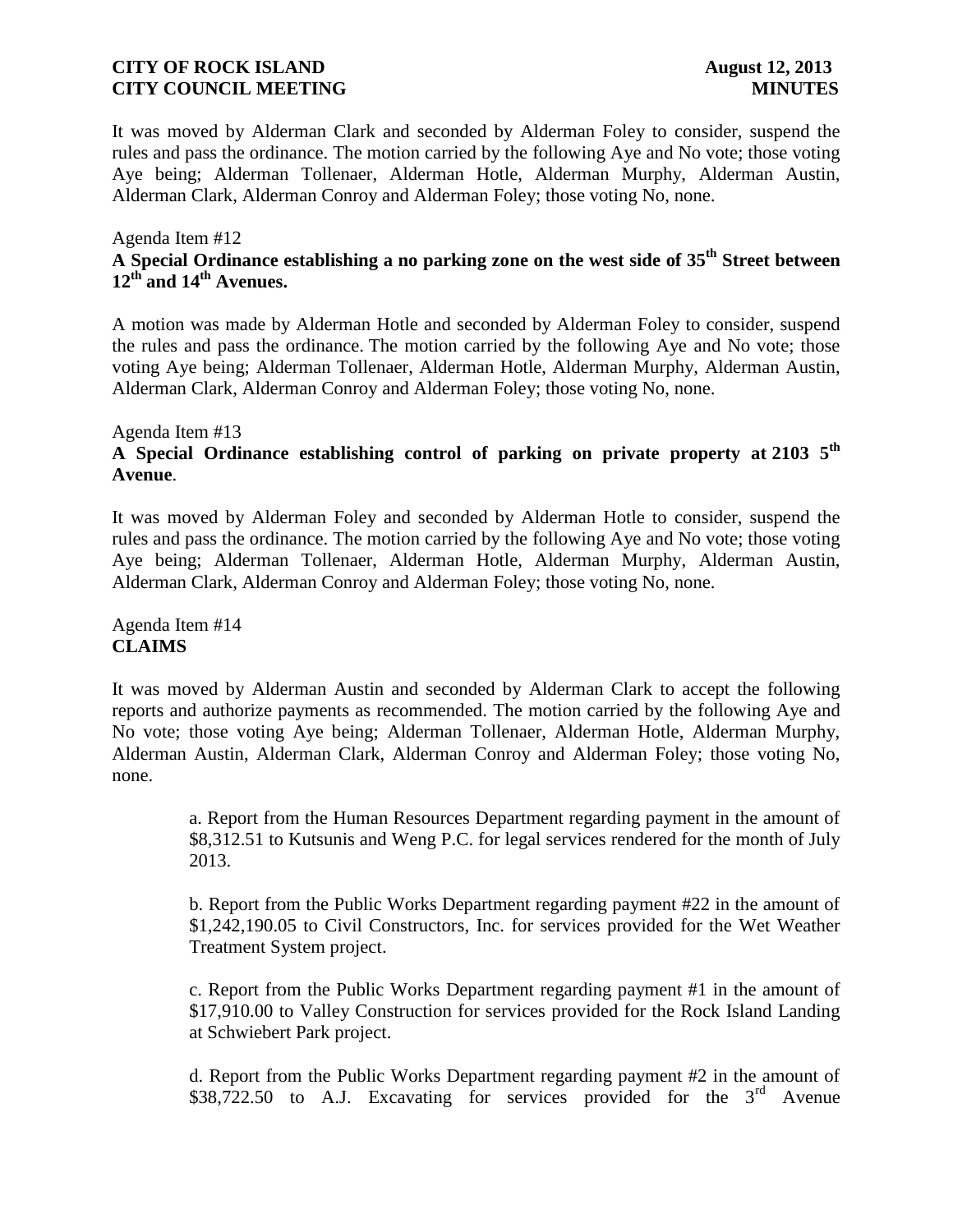It was moved by Alderman Clark and seconded by Alderman Foley to consider, suspend the rules and pass the ordinance. The motion carried by the following Aye and No vote; those voting Aye being; Alderman Tollenaer, Alderman Hotle, Alderman Murphy, Alderman Austin, Alderman Clark, Alderman Conroy and Alderman Foley; those voting No, none.

Agenda Item #12

**A Special Ordinance establishing a no parking zone on the west side of 35th Street between 12th and 14th Avenues.**

A motion was made by Alderman Hotle and seconded by Alderman Foley to consider, suspend the rules and pass the ordinance. The motion carried by the following Aye and No vote; those voting Aye being; Alderman Tollenaer, Alderman Hotle, Alderman Murphy, Alderman Austin, Alderman Clark, Alderman Conroy and Alderman Foley; those voting No, none.

Agenda Item #13

**A Special Ordinance establishing control of parking on private property at 2103 5th Avenue**.

It was moved by Alderman Foley and seconded by Alderman Hotle to consider, suspend the rules and pass the ordinance. The motion carried by the following Aye and No vote; those voting Aye being; Alderman Tollenaer, Alderman Hotle, Alderman Murphy, Alderman Austin, Alderman Clark, Alderman Conroy and Alderman Foley; those voting No, none.

Agenda Item #14

**CLAIMS**

It was moved by Alderman Austin and seconded by Alderman Clark to accept the following reports and authorize payments as recommended. The motion carried by the following Aye and No vote; those voting Aye being; Alderman Tollenaer, Alderman Hotle, Alderman Murphy, Alderman Austin, Alderman Clark, Alderman Conroy and Alderman Foley; those voting No, none.

a. Report from the Human Resources Department regarding payment in the amount of $8,312.51 to Kutsunis and Weng P.C. for legal services rendered for the month of July 2013.

b. Report from the Public Works Department regarding payment #22 in the amount of $1,242,190.05 to Civil Constructors, Inc. for services provided for the Wet Weather Treatment System project.

c. Report from the Public Works Department regarding payment #1 in the amount of $17,910.00 to Valley Construction for services provided for the Rock Island Landing at Schwiebert Park project.

d. Report from the Public Works Department regarding payment #2 in the amount of $38,722.50 to A.J. Excavating for services provided for the 3rd Avenue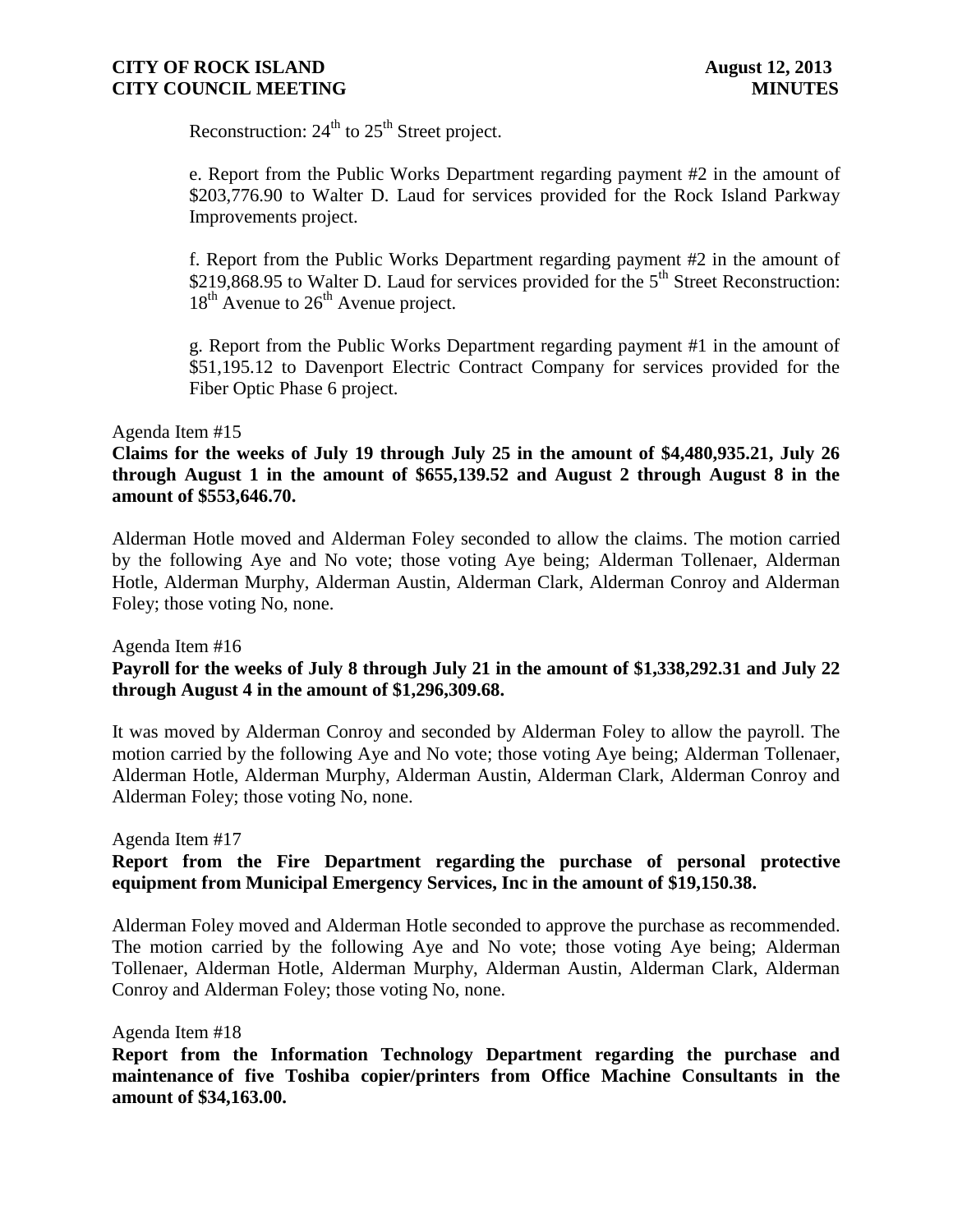Reconstruction: $24^{th}$ to $25^{th}$ Street project.

e. Report from the Public Works Department regarding payment #2 in the amount of $203,776.90 to Walter D. Laud for services provided for the Rock Island Parkway Improvements project.

f. Report from the Public Works Department regarding payment #2 in the amount of $219,868.95 to Walter D. Laud for services provided for the $5^{th}$ Street Reconstruction: $18^{th}$ Avenue to $26^{th}$ Avenue project.

g. Report from the Public Works Department regarding payment #1 in the amount of $51,195.12 to Davenport Electric Contract Company for services provided for the Fiber Optic Phase 6 project.

Agenda Item #15

**Claims for the weeks of July 19 through July 25 in the amount of $4,480,935.21, July 26 through August 1 in the amount of $655,139.52 and August 2 through August 8 in the amount of $553,646.70.**

Alderman Hotle moved and Alderman Foley seconded to allow the claims. The motion carried by the following Aye and No vote; those voting Aye being; Alderman Tollenaer, Alderman Hotle, Alderman Murphy, Alderman Austin, Alderman Clark, Alderman Conroy and Alderman Foley; those voting No, none.

Agenda Item #16

**Payroll for the weeks of July 8 through July 21 in the amount of $1,338,292.31 and July 22 through August 4 in the amount of $1,296,309.68.**

It was moved by Alderman Conroy and seconded by Alderman Foley to allow the payroll. The motion carried by the following Aye and No vote; those voting Aye being; Alderman Tollenaer, Alderman Hotle, Alderman Murphy, Alderman Austin, Alderman Clark, Alderman Conroy and Alderman Foley; those voting No, none.

Agenda Item #17

**Report from the Fire Department regarding the purchase of personal protective equipment from Municipal Emergency Services, Inc in the amount of $19,150.38.**

Alderman Foley moved and Alderman Hotle seconded to approve the purchase as recommended. The motion carried by the following Aye and No vote; those voting Aye being; Alderman Tollenaer, Alderman Hotle, Alderman Murphy, Alderman Austin, Alderman Clark, Alderman Conroy and Alderman Foley; those voting No, none.

Agenda Item #18

**Report from the Information Technology Department regarding the purchase and maintenance of five Toshiba copier/printers from Office Machine Consultants in the amount of $34,163.00.**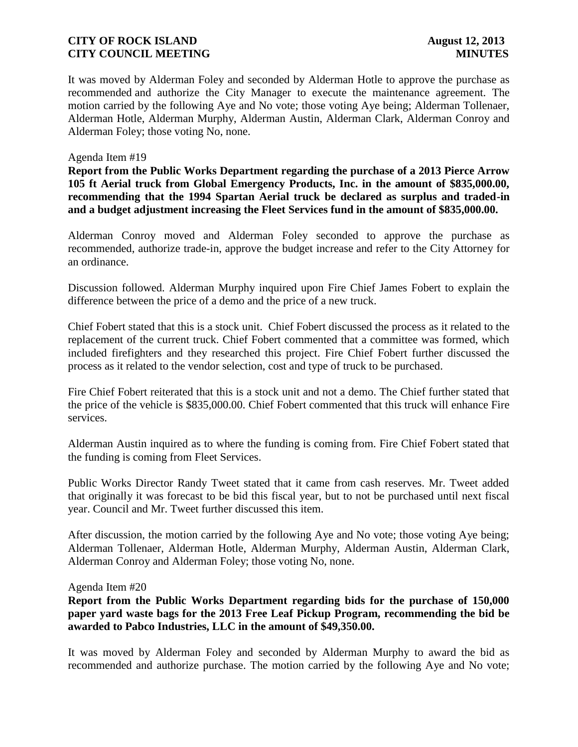It was moved by Alderman Foley and seconded by Alderman Hotle to approve the purchase as recommended and authorize the City Manager to execute the maintenance agreement. The motion carried by the following Aye and No vote; those voting Aye being; Alderman Tollenaer, Alderman Hotle, Alderman Murphy, Alderman Austin, Alderman Clark, Alderman Conroy and Alderman Foley; those voting No, none.

Agenda Item #19

**Report from the Public Works Department regarding the purchase of a 2013 Pierce Arrow 105 ft Aerial truck from Global Emergency Products, Inc. in the amount of $835,000.00, recommending that the 1994 Spartan Aerial truck be declared as surplus and traded-in and a budget adjustment increasing the Fleet Services fund in the amount of $835,000.00.**

Alderman Conroy moved and Alderman Foley seconded to approve the purchase as recommended, authorize trade-in, approve the budget increase and refer to the City Attorney for an ordinance.

Discussion followed. Alderman Murphy inquired upon Fire Chief James Fobert to explain the difference between the price of a demo and the price of a new truck.

Chief Fobert stated that this is a stock unit. Chief Fobert discussed the process as it related to the replacement of the current truck. Chief Fobert commented that a committee was formed, which included firefighters and they researched this project. Fire Chief Fobert further discussed the process as it related to the vendor selection, cost and type of truck to be purchased.

Fire Chief Fobert reiterated that this is a stock unit and not a demo. The Chief further stated that the price of the vehicle is $835,000.00. Chief Fobert commented that this truck will enhance Fire services.

Alderman Austin inquired as to where the funding is coming from. Fire Chief Fobert stated that the funding is coming from Fleet Services.

Public Works Director Randy Tweet stated that it came from cash reserves. Mr. Tweet added that originally it was forecast to be bid this fiscal year, but to not be purchased until next fiscal year. Council and Mr. Tweet further discussed this item.

After discussion, the motion carried by the following Aye and No vote; those voting Aye being; Alderman Tollenaer, Alderman Hotle, Alderman Murphy, Alderman Austin, Alderman Clark, Alderman Conroy and Alderman Foley; those voting No, none.

Agenda Item #20

**Report from the Public Works Department regarding bids for the purchase of 150,000 paper yard waste bags for the 2013 Free Leaf Pickup Program, recommending the bid be awarded to Pabco Industries, LLC in the amount of $49,350.00.**

It was moved by Alderman Foley and seconded by Alderman Murphy to award the bid as recommended and authorize purchase. The motion carried by the following Aye and No vote;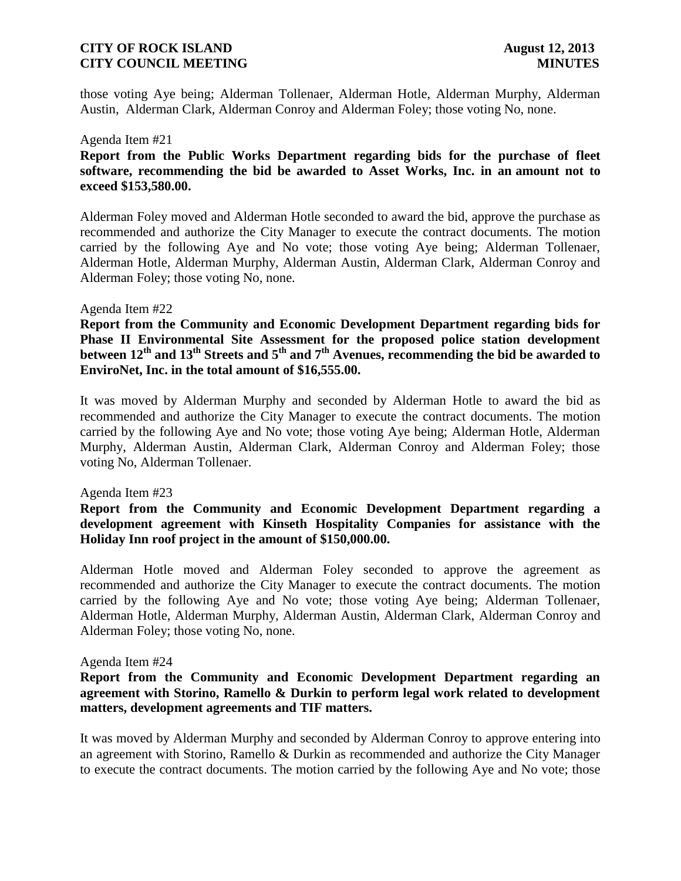those voting Aye being; Alderman Tollenaer, Alderman Hotle, Alderman Murphy, Alderman Austin, Alderman Clark, Alderman Conroy and Alderman Foley; those voting No, none.

Agenda Item #21

**Report from the Public Works Department regarding bids for the purchase of fleet software, recommending the bid be awarded to Asset Works, Inc. in an amount not to exceed $153,580.00.**

Alderman Foley moved and Alderman Hotle seconded to award the bid, approve the purchase as recommended and authorize the City Manager to execute the contract documents. The motion carried by the following Aye and No vote; those voting Aye being; Alderman Tollenaer, Alderman Hotle, Alderman Murphy, Alderman Austin, Alderman Clark, Alderman Conroy and Alderman Foley; those voting No, none.

Agenda Item #22

**Report from the Community and Economic Development Department regarding bids for Phase II Environmental Site Assessment for the proposed police station development between 12th and 13th Streets and 5th and 7th Avenues, recommending the bid be awarded to EnviroNet, Inc. in the total amount of $16,555.00.**

It was moved by Alderman Murphy and seconded by Alderman Hotle to award the bid as recommended and authorize the City Manager to execute the contract documents. The motion carried by the following Aye and No vote; those voting Aye being; Alderman Hotle, Alderman Murphy, Alderman Austin, Alderman Clark, Alderman Conroy and Alderman Foley; those voting No, Alderman Tollenaer.

Agenda Item #23

**Report from the Community and Economic Development Department regarding a development agreement with Kinseth Hospitality Companies for assistance with the Holiday Inn roof project in the amount of $150,000.00.**

Alderman Hotle moved and Alderman Foley seconded to approve the agreement as recommended and authorize the City Manager to execute the contract documents. The motion carried by the following Aye and No vote; those voting Aye being; Alderman Tollenaer, Alderman Hotle, Alderman Murphy, Alderman Austin, Alderman Clark, Alderman Conroy and Alderman Foley; those voting No, none.

Agenda Item #24

**Report from the Community and Economic Development Department regarding an agreement with Storino, Ramello & Durkin to perform legal work related to development matters, development agreements and TIF matters.**

It was moved by Alderman Murphy and seconded by Alderman Conroy to approve entering into an agreement with Storino, Ramello & Durkin as recommended and authorize the City Manager to execute the contract documents. The motion carried by the following Aye and No vote; those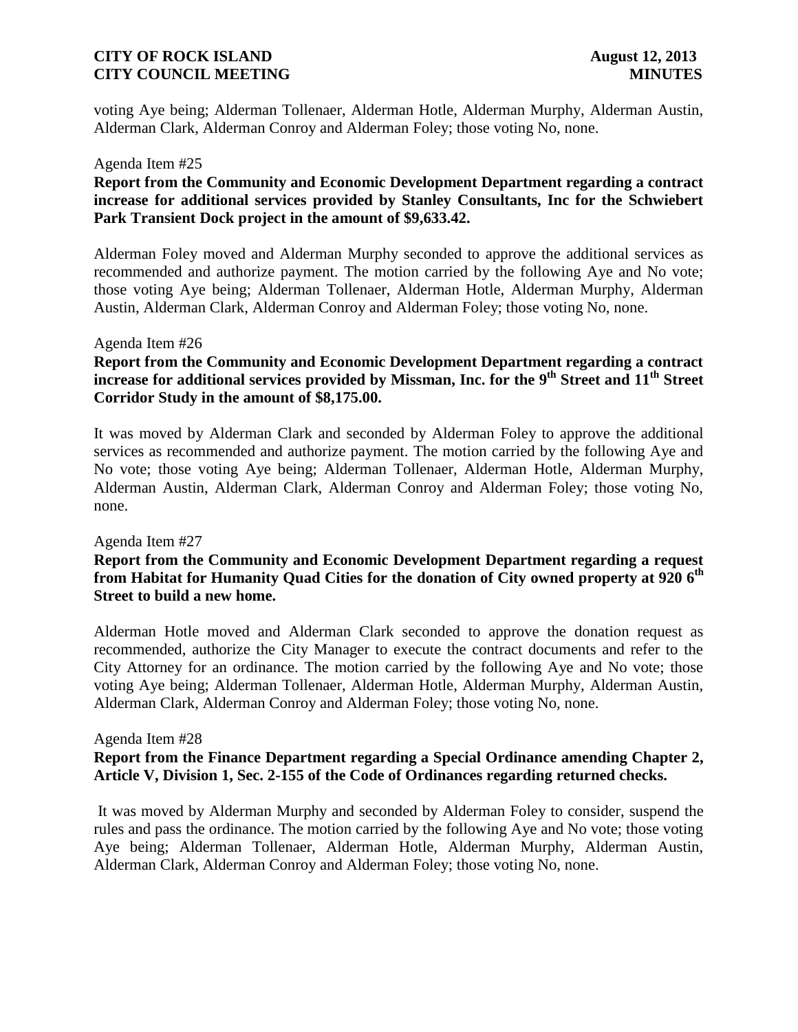voting Aye being; Alderman Tollenaer, Alderman Hotle, Alderman Murphy, Alderman Austin, Alderman Clark, Alderman Conroy and Alderman Foley; those voting No, none.

Agenda Item #25

**Report from the Community and Economic Development Department regarding a contract increase for additional services provided by Stanley Consultants, Inc for the Schwiebert Park Transient Dock project in the amount of $9,633.42.**

Alderman Foley moved and Alderman Murphy seconded to approve the additional services as recommended and authorize payment. The motion carried by the following Aye and No vote; those voting Aye being; Alderman Tollenaer, Alderman Hotle, Alderman Murphy, Alderman Austin, Alderman Clark, Alderman Conroy and Alderman Foley; those voting No, none.

Agenda Item #26

**Report from the Community and Economic Development Department regarding a contract increase for additional services provided by Missman, Inc. for the 9th Street and 11th Street Corridor Study in the amount of $8,175.00.**

It was moved by Alderman Clark and seconded by Alderman Foley to approve the additional services as recommended and authorize payment. The motion carried by the following Aye and No vote; those voting Aye being; Alderman Tollenaer, Alderman Hotle, Alderman Murphy, Alderman Austin, Alderman Clark, Alderman Conroy and Alderman Foley; those voting No, none.

Agenda Item #27

**Report from the Community and Economic Development Department regarding a request from Habitat for Humanity Quad Cities for the donation of City owned property at 920 6th Street to build a new home.**

Alderman Hotle moved and Alderman Clark seconded to approve the donation request as recommended, authorize the City Manager to execute the contract documents and refer to the City Attorney for an ordinance. The motion carried by the following Aye and No vote; those voting Aye being; Alderman Tollenaer, Alderman Hotle, Alderman Murphy, Alderman Austin, Alderman Clark, Alderman Conroy and Alderman Foley; those voting No, none.

Agenda Item #28

**Report from the Finance Department regarding a Special Ordinance amending Chapter 2, Article V, Division 1, Sec. 2-155 of the Code of Ordinances regarding returned checks.**

It was moved by Alderman Murphy and seconded by Alderman Foley to consider, suspend the rules and pass the ordinance. The motion carried by the following Aye and No vote; those voting Aye being; Alderman Tollenaer, Alderman Hotle, Alderman Murphy, Alderman Austin, Alderman Clark, Alderman Conroy and Alderman Foley; those voting No, none.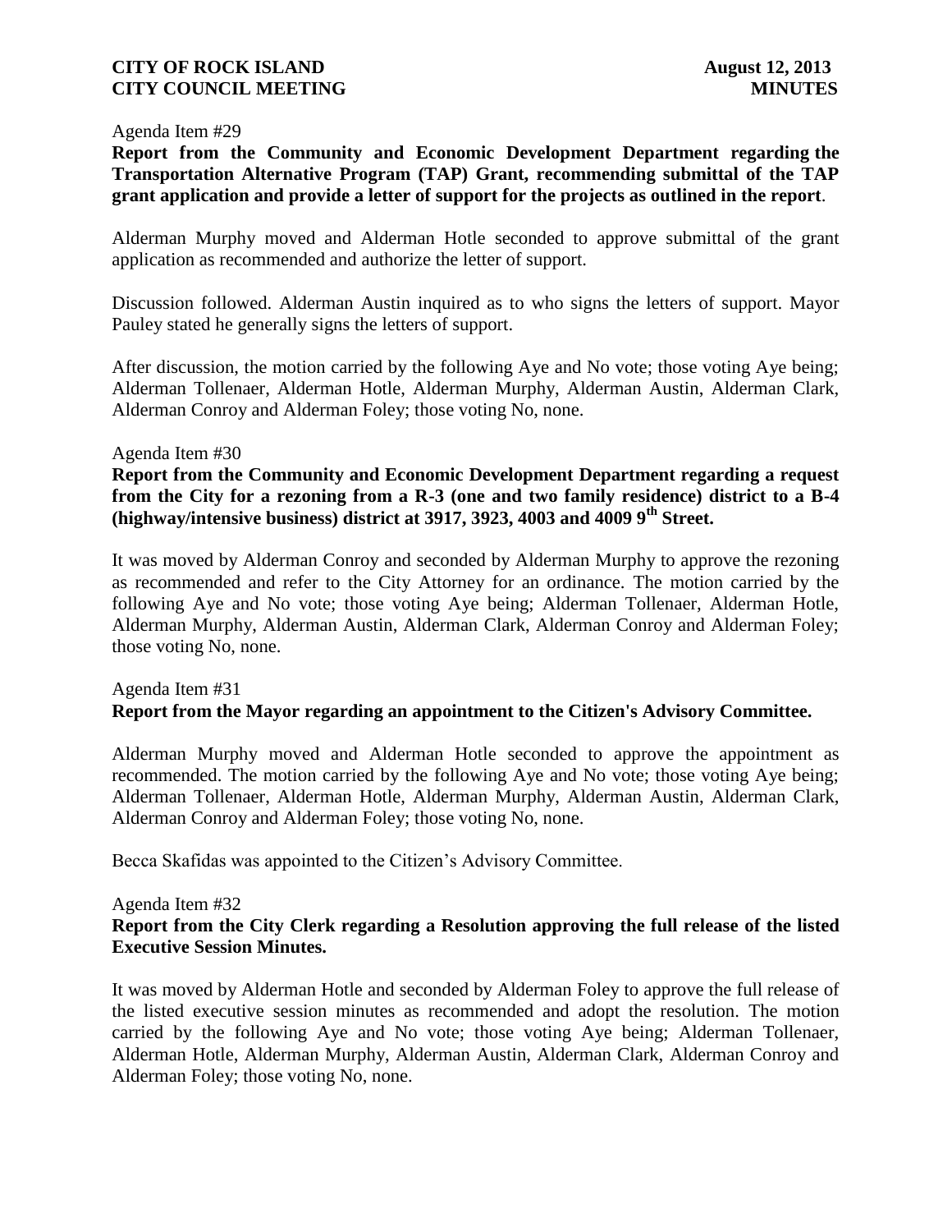Agenda Item #29

**Report from the Community and Economic Development Department regarding the Transportation Alternative Program (TAP) Grant, recommending submittal of the TAP grant application and provide a letter of support for the projects as outlined in the report**.

Alderman Murphy moved and Alderman Hotle seconded to approve submittal of the grant application as recommended and authorize the letter of support.

Discussion followed. Alderman Austin inquired as to who signs the letters of support. Mayor Pauley stated he generally signs the letters of support.

After discussion, the motion carried by the following Aye and No vote; those voting Aye being; Alderman Tollenaer, Alderman Hotle, Alderman Murphy, Alderman Austin, Alderman Clark, Alderman Conroy and Alderman Foley; those voting No, none.

Agenda Item #30

**Report from the Community and Economic Development Department regarding a request from the City for a rezoning from a R-3 (one and two family residence) district to a B-4 (highway/intensive business) district at 3917, 3923, 4003 and 4009 9th Street.**

It was moved by Alderman Conroy and seconded by Alderman Murphy to approve the rezoning as recommended and refer to the City Attorney for an ordinance. The motion carried by the following Aye and No vote; those voting Aye being; Alderman Tollenaer, Alderman Hotle, Alderman Murphy, Alderman Austin, Alderman Clark, Alderman Conroy and Alderman Foley; those voting No, none.

Agenda Item #31

**Report from the Mayor regarding an appointment to the Citizen's Advisory Committee.**

Alderman Murphy moved and Alderman Hotle seconded to approve the appointment as recommended. The motion carried by the following Aye and No vote; those voting Aye being; Alderman Tollenaer, Alderman Hotle, Alderman Murphy, Alderman Austin, Alderman Clark, Alderman Conroy and Alderman Foley; those voting No, none.

Becca Skafidas was appointed to the Citizen's Advisory Committee.

Agenda Item #32

**Report from the City Clerk regarding a Resolution approving the full release of the listed Executive Session Minutes.**

It was moved by Alderman Hotle and seconded by Alderman Foley to approve the full release of the listed executive session minutes as recommended and adopt the resolution. The motion carried by the following Aye and No vote; those voting Aye being; Alderman Tollenaer, Alderman Hotle, Alderman Murphy, Alderman Austin, Alderman Clark, Alderman Conroy and Alderman Foley; those voting No, none.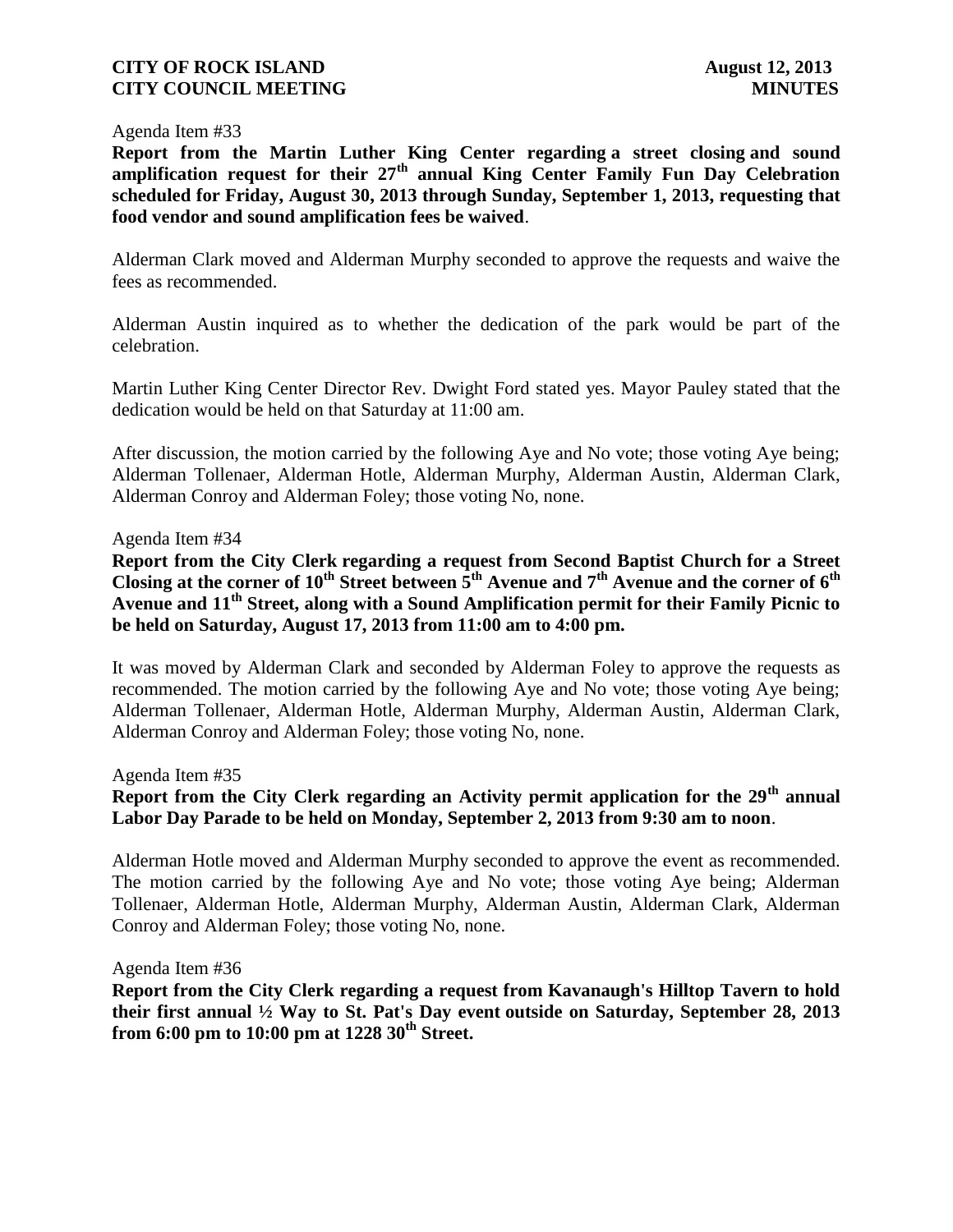Agenda Item #33

**Report from the Martin Luther King Center regarding a street closing and sound amplification request for their 27th annual King Center Family Fun Day Celebration scheduled for Friday, August 30, 2013 through Sunday, September 1, 2013, requesting that food vendor and sound amplification fees be waived**.

Alderman Clark moved and Alderman Murphy seconded to approve the requests and waive the fees as recommended.

Alderman Austin inquired as to whether the dedication of the park would be part of the celebration.

Martin Luther King Center Director Rev. Dwight Ford stated yes. Mayor Pauley stated that the dedication would be held on that Saturday at 11:00 am.

After discussion, the motion carried by the following Aye and No vote; those voting Aye being; Alderman Tollenaer, Alderman Hotle, Alderman Murphy, Alderman Austin, Alderman Clark, Alderman Conroy and Alderman Foley; those voting No, none.

Agenda Item #34

**Report from the City Clerk regarding a request from Second Baptist Church for a Street Closing at the corner of 10th Street between 5th Avenue and 7th Avenue and the corner of 6th Avenue and 11th Street, along with a Sound Amplification permit for their Family Picnic to be held on Saturday, August 17, 2013 from 11:00 am to 4:00 pm.**

It was moved by Alderman Clark and seconded by Alderman Foley to approve the requests as recommended. The motion carried by the following Aye and No vote; those voting Aye being; Alderman Tollenaer, Alderman Hotle, Alderman Murphy, Alderman Austin, Alderman Clark, Alderman Conroy and Alderman Foley; those voting No, none.

Agenda Item #35

**Report from the City Clerk regarding an Activity permit application for the 29th annual Labor Day Parade to be held on Monday, September 2, 2013 from 9:30 am to noon**.

Alderman Hotle moved and Alderman Murphy seconded to approve the event as recommended. The motion carried by the following Aye and No vote; those voting Aye being; Alderman Tollenaer, Alderman Hotle, Alderman Murphy, Alderman Austin, Alderman Clark, Alderman Conroy and Alderman Foley; those voting No, none.

Agenda Item #36

**Report from the City Clerk regarding a request from Kavanaugh's Hilltop Tavern to hold their first annual ½ Way to St. Pat's Day event outside on Saturday, September 28, 2013 from 6:00 pm to 10:00 pm at 1228 30th Street.**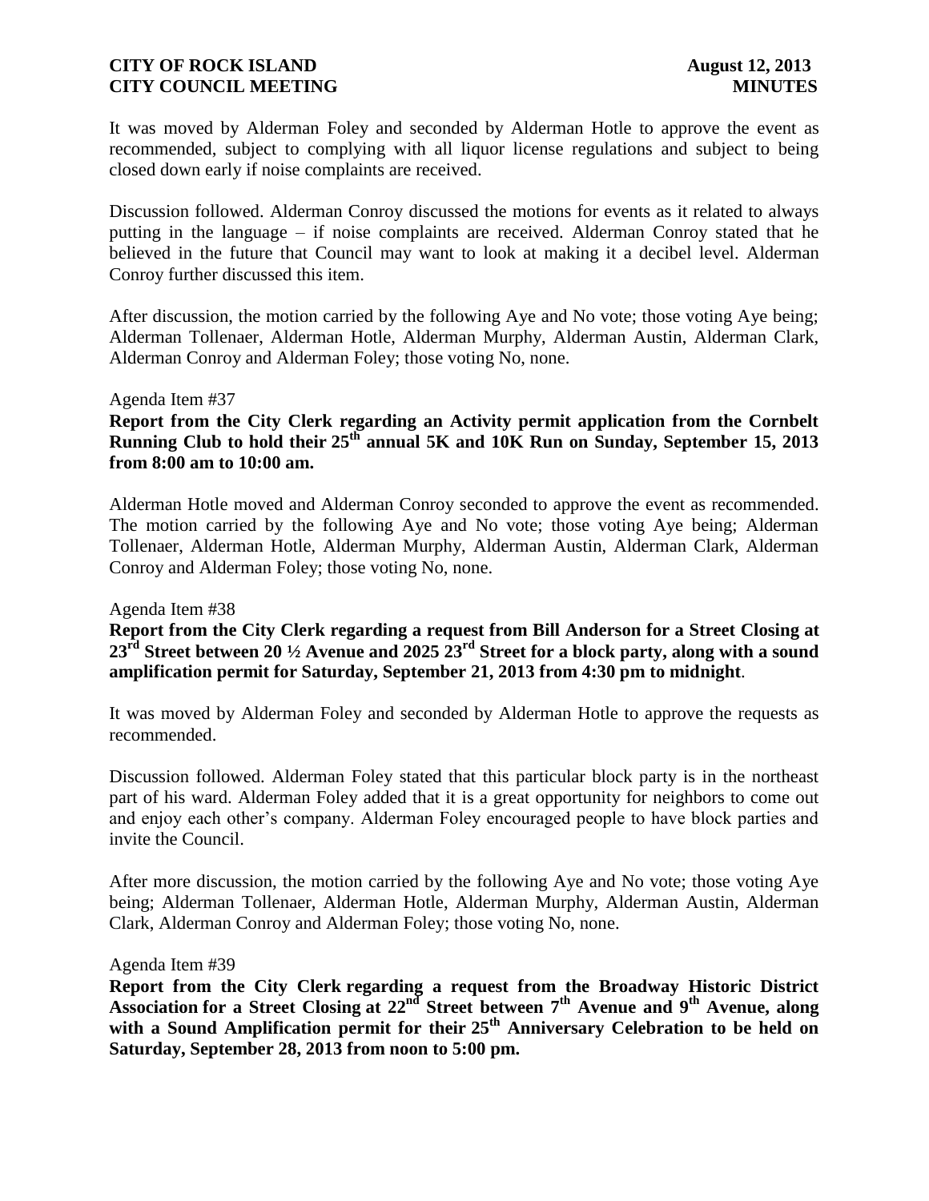It was moved by Alderman Foley and seconded by Alderman Hotle to approve the event as recommended, subject to complying with all liquor license regulations and subject to being closed down early if noise complaints are received.

Discussion followed. Alderman Conroy discussed the motions for events as it related to always putting in the language – if noise complaints are received. Alderman Conroy stated that he believed in the future that Council may want to look at making it a decibel level. Alderman Conroy further discussed this item.

After discussion, the motion carried by the following Aye and No vote; those voting Aye being; Alderman Tollenaer, Alderman Hotle, Alderman Murphy, Alderman Austin, Alderman Clark, Alderman Conroy and Alderman Foley; those voting No, none.

Agenda Item #37

**Report from the City Clerk regarding an Activity permit application from the Cornbelt Running Club to hold their 25th annual 5K and 10K Run on Sunday, September 15, 2013 from 8:00 am to 10:00 am.**

Alderman Hotle moved and Alderman Conroy seconded to approve the event as recommended. The motion carried by the following Aye and No vote; those voting Aye being; Alderman Tollenaer, Alderman Hotle, Alderman Murphy, Alderman Austin, Alderman Clark, Alderman Conroy and Alderman Foley; those voting No, none.

Agenda Item #38

**Report from the City Clerk regarding a request from Bill Anderson for a Street Closing at 23rd Street between 20 ½ Avenue and 2025 23rd Street for a block party, along with a sound amplification permit for Saturday, September 21, 2013 from 4:30 pm to midnight**.

It was moved by Alderman Foley and seconded by Alderman Hotle to approve the requests as recommended.

Discussion followed. Alderman Foley stated that this particular block party is in the northeast part of his ward. Alderman Foley added that it is a great opportunity for neighbors to come out and enjoy each other's company. Alderman Foley encouraged people to have block parties and invite the Council.

After more discussion, the motion carried by the following Aye and No vote; those voting Aye being; Alderman Tollenaer, Alderman Hotle, Alderman Murphy, Alderman Austin, Alderman Clark, Alderman Conroy and Alderman Foley; those voting No, none.

Agenda Item #39

**Report from the City Clerk regarding a request from the Broadway Historic District Association for a Street Closing at 22nd Street between 7th Avenue and 9th Avenue, along with a Sound Amplification permit for their 25th Anniversary Celebration to be held on Saturday, September 28, 2013 from noon to 5:00 pm.**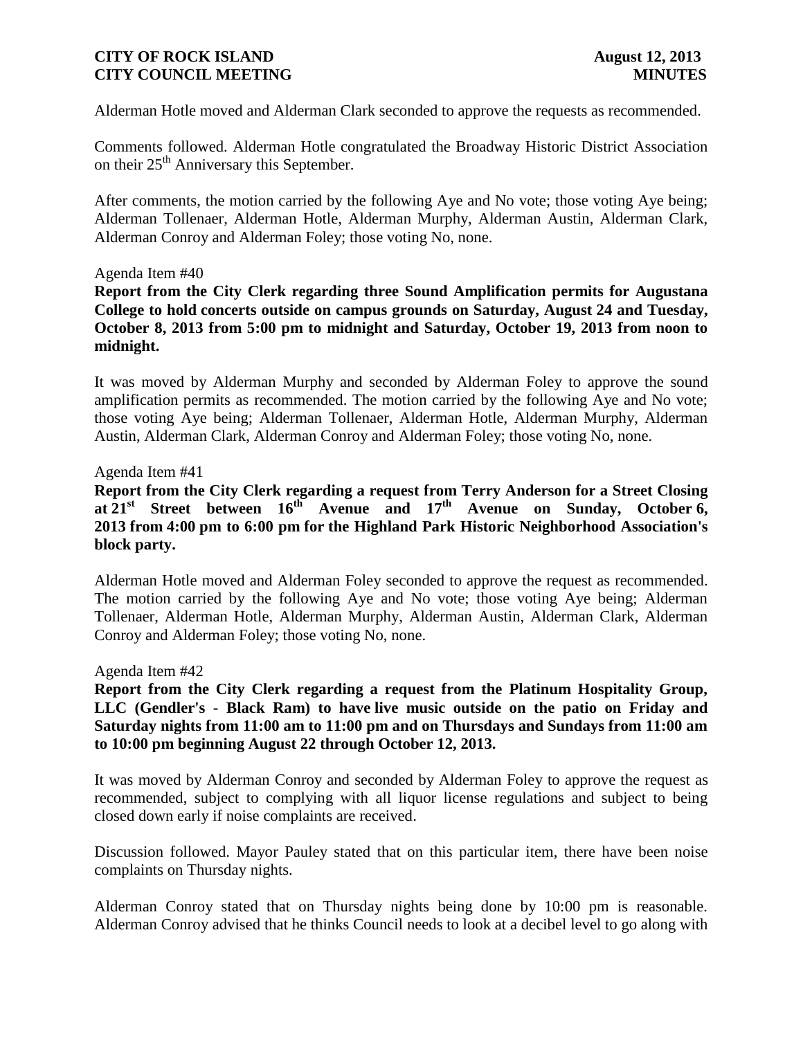Alderman Hotle moved and Alderman Clark seconded to approve the requests as recommended.

Comments followed. Alderman Hotle congratulated the Broadway Historic District Association on their 25th Anniversary this September.

After comments, the motion carried by the following Aye and No vote; those voting Aye being; Alderman Tollenaer, Alderman Hotle, Alderman Murphy, Alderman Austin, Alderman Clark, Alderman Conroy and Alderman Foley; those voting No, none.

Agenda Item #40

**Report from the City Clerk regarding three Sound Amplification permits for Augustana College to hold concerts outside on campus grounds on Saturday, August 24 and Tuesday, October 8, 2013 from 5:00 pm to midnight and Saturday, October 19, 2013 from noon to midnight.**

It was moved by Alderman Murphy and seconded by Alderman Foley to approve the sound amplification permits as recommended. The motion carried by the following Aye and No vote; those voting Aye being; Alderman Tollenaer, Alderman Hotle, Alderman Murphy, Alderman Austin, Alderman Clark, Alderman Conroy and Alderman Foley; those voting No, none.

Agenda Item #41

**Report from the City Clerk regarding a request from Terry Anderson for a Street Closing at 21st Street between 16th Avenue and 17th Avenue on Sunday, October 6, 2013 from 4:00 pm to 6:00 pm for the Highland Park Historic Neighborhood Association's block party.**

Alderman Hotle moved and Alderman Foley seconded to approve the request as recommended. The motion carried by the following Aye and No vote; those voting Aye being; Alderman Tollenaer, Alderman Hotle, Alderman Murphy, Alderman Austin, Alderman Clark, Alderman Conroy and Alderman Foley; those voting No, none.

Agenda Item #42

**Report from the City Clerk regarding a request from the Platinum Hospitality Group, LLC (Gendler's - Black Ram) to have live music outside on the patio on Friday and Saturday nights from 11:00 am to 11:00 pm and on Thursdays and Sundays from 11:00 am to 10:00 pm beginning August 22 through October 12, 2013.**

It was moved by Alderman Conroy and seconded by Alderman Foley to approve the request as recommended, subject to complying with all liquor license regulations and subject to being closed down early if noise complaints are received.

Discussion followed. Mayor Pauley stated that on this particular item, there have been noise complaints on Thursday nights.

Alderman Conroy stated that on Thursday nights being done by 10:00 pm is reasonable. Alderman Conroy advised that he thinks Council needs to look at a decibel level to go along with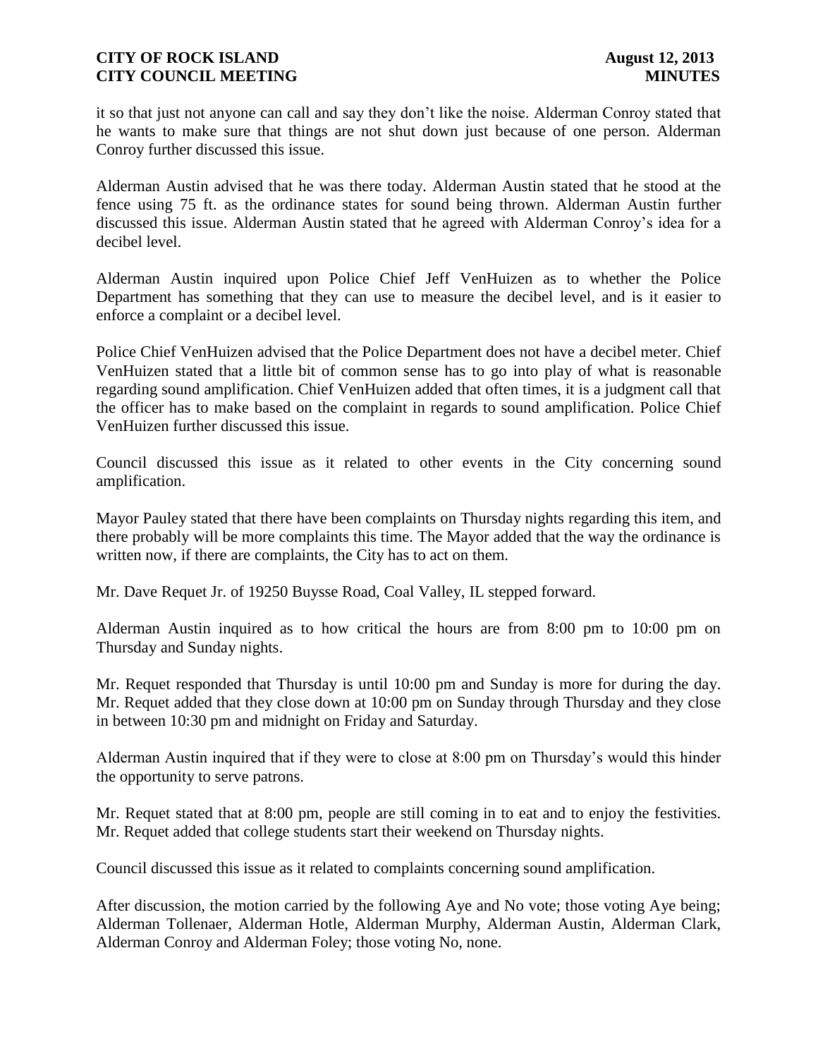it so that just not anyone can call and say they don't like the noise. Alderman Conroy stated that he wants to make sure that things are not shut down just because of one person. Alderman Conroy further discussed this issue.

Alderman Austin advised that he was there today. Alderman Austin stated that he stood at the fence using 75 ft. as the ordinance states for sound being thrown. Alderman Austin further discussed this issue. Alderman Austin stated that he agreed with Alderman Conroy's idea for a decibel level.

Alderman Austin inquired upon Police Chief Jeff VenHuizen as to whether the Police Department has something that they can use to measure the decibel level, and is it easier to enforce a complaint or a decibel level.

Police Chief VenHuizen advised that the Police Department does not have a decibel meter. Chief VenHuizen stated that a little bit of common sense has to go into play of what is reasonable regarding sound amplification. Chief VenHuizen added that often times, it is a judgment call that the officer has to make based on the complaint in regards to sound amplification. Police Chief VenHuizen further discussed this issue.

Council discussed this issue as it related to other events in the City concerning sound amplification.

Mayor Pauley stated that there have been complaints on Thursday nights regarding this item, and there probably will be more complaints this time. The Mayor added that the way the ordinance is written now, if there are complaints, the City has to act on them.

Mr. Dave Requet Jr. of 19250 Buysse Road, Coal Valley, IL stepped forward.

Alderman Austin inquired as to how critical the hours are from 8:00 pm to 10:00 pm on Thursday and Sunday nights.

Mr. Requet responded that Thursday is until 10:00 pm and Sunday is more for during the day. Mr. Requet added that they close down at 10:00 pm on Sunday through Thursday and they close in between 10:30 pm and midnight on Friday and Saturday.

Alderman Austin inquired that if they were to close at 8:00 pm on Thursday's would this hinder the opportunity to serve patrons.

Mr. Requet stated that at 8:00 pm, people are still coming in to eat and to enjoy the festivities. Mr. Requet added that college students start their weekend on Thursday nights.

Council discussed this issue as it related to complaints concerning sound amplification.

After discussion, the motion carried by the following Aye and No vote; those voting Aye being; Alderman Tollenaer, Alderman Hotle, Alderman Murphy, Alderman Austin, Alderman Clark, Alderman Conroy and Alderman Foley; those voting No, none.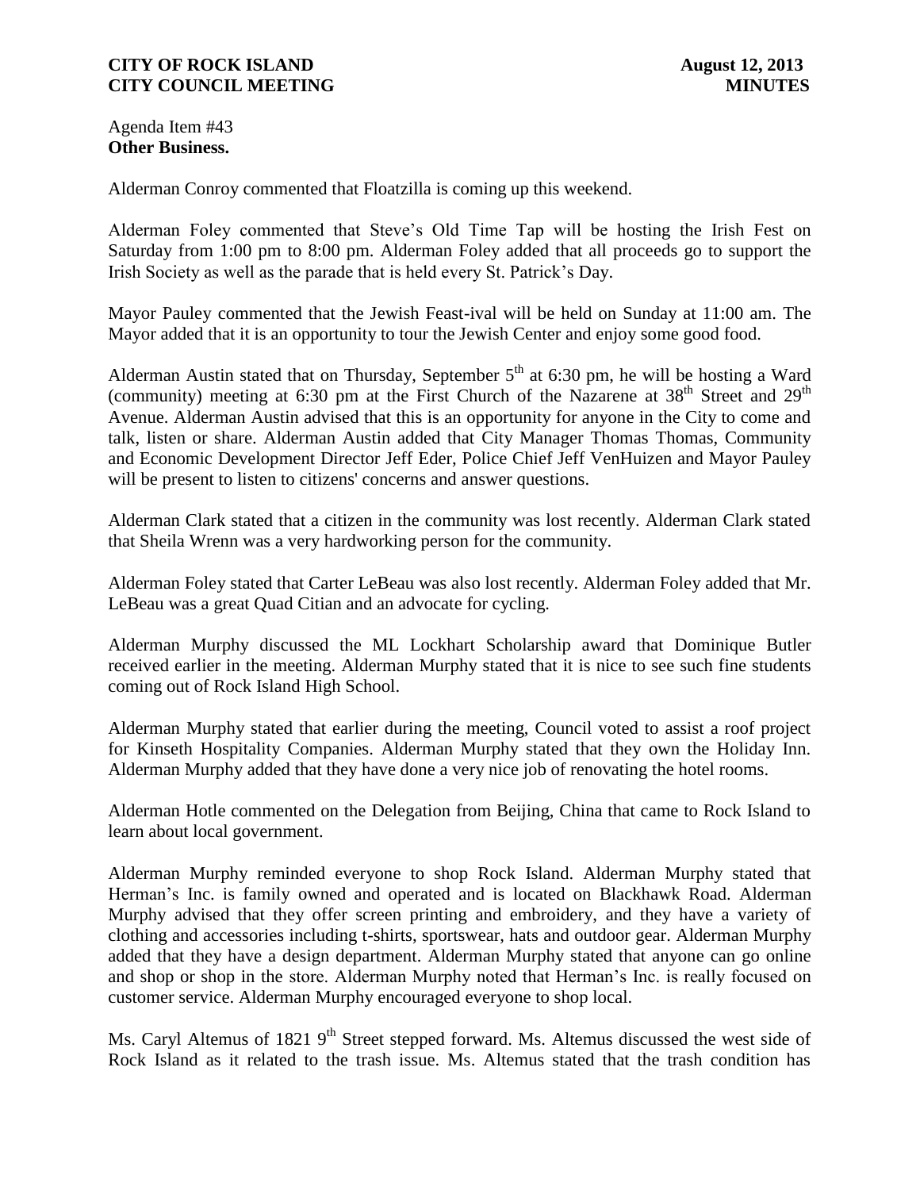Agenda Item #43
**Other Business.**

Alderman Conroy commented that Floatzilla is coming up this weekend.

Alderman Foley commented that Steve's Old Time Tap will be hosting the Irish Fest on Saturday from 1:00 pm to 8:00 pm. Alderman Foley added that all proceeds go to support the Irish Society as well as the parade that is held every St. Patrick's Day.

Mayor Pauley commented that the Jewish Feast-ival will be held on Sunday at 11:00 am. The Mayor added that it is an opportunity to tour the Jewish Center and enjoy some good food.

Alderman Austin stated that on Thursday, September 5th at 6:30 pm, he will be hosting a Ward (community) meeting at 6:30 pm at the First Church of the Nazarene at 38th Street and 29th Avenue. Alderman Austin advised that this is an opportunity for anyone in the City to come and talk, listen or share. Alderman Austin added that City Manager Thomas Thomas, Community and Economic Development Director Jeff Eder, Police Chief Jeff VenHuizen and Mayor Pauley will be present to listen to citizens' concerns and answer questions.

Alderman Clark stated that a citizen in the community was lost recently. Alderman Clark stated that Sheila Wrenn was a very hardworking person for the community.

Alderman Foley stated that Carter LeBeau was also lost recently. Alderman Foley added that Mr. LeBeau was a great Quad Citian and an advocate for cycling.

Alderman Murphy discussed the ML Lockhart Scholarship award that Dominique Butler received earlier in the meeting. Alderman Murphy stated that it is nice to see such fine students coming out of Rock Island High School.

Alderman Murphy stated that earlier during the meeting, Council voted to assist a roof project for Kinseth Hospitality Companies. Alderman Murphy stated that they own the Holiday Inn. Alderman Murphy added that they have done a very nice job of renovating the hotel rooms.

Alderman Hotle commented on the Delegation from Beijing, China that came to Rock Island to learn about local government.

Alderman Murphy reminded everyone to shop Rock Island. Alderman Murphy stated that Herman's Inc. is family owned and operated and is located on Blackhawk Road. Alderman Murphy advised that they offer screen printing and embroidery, and they have a variety of clothing and accessories including t-shirts, sportswear, hats and outdoor gear. Alderman Murphy added that they have a design department. Alderman Murphy stated that anyone can go online and shop or shop in the store. Alderman Murphy noted that Herman's Inc. is really focused on customer service. Alderman Murphy encouraged everyone to shop local.

Ms. Caryl Altemus of 1821 9th Street stepped forward. Ms. Altemus discussed the west side of Rock Island as it related to the trash issue. Ms. Altemus stated that the trash condition has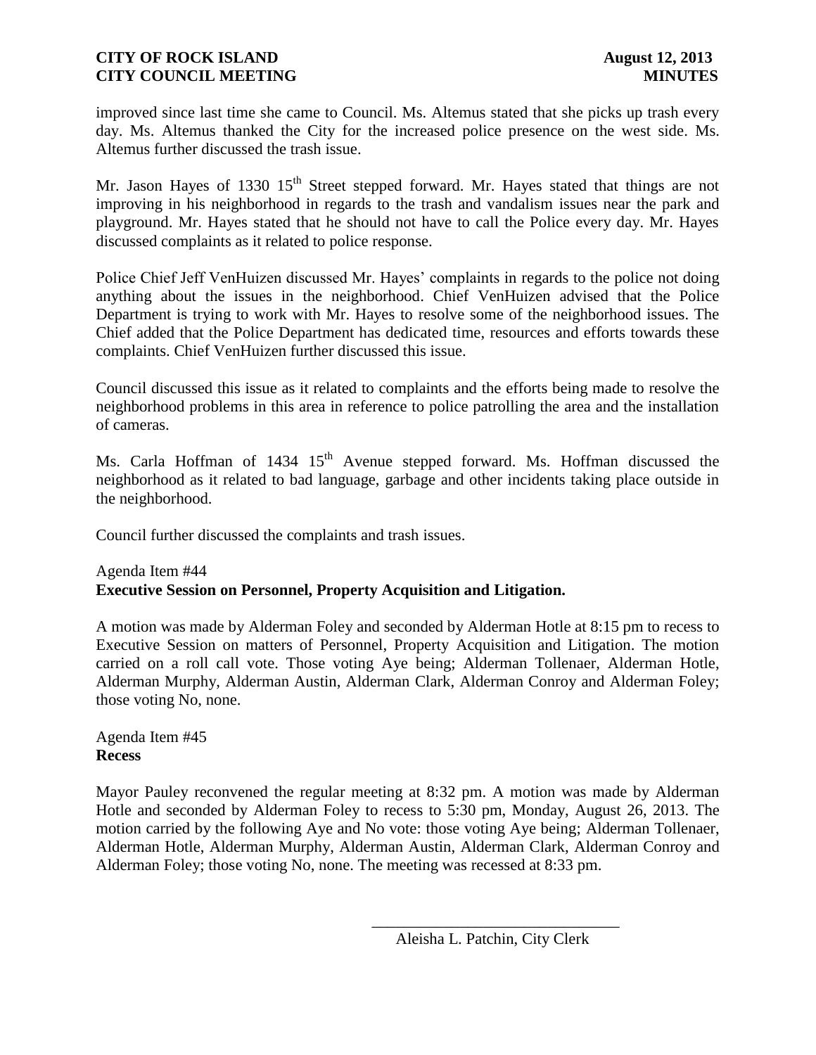improved since last time she came to Council. Ms. Altemus stated that she picks up trash every day. Ms. Altemus thanked the City for the increased police presence on the west side. Ms. Altemus further discussed the trash issue.

Mr. Jason Hayes of 1330 15th Street stepped forward. Mr. Hayes stated that things are not improving in his neighborhood in regards to the trash and vandalism issues near the park and playground. Mr. Hayes stated that he should not have to call the Police every day. Mr. Hayes discussed complaints as it related to police response.

Police Chief Jeff VenHuizen discussed Mr. Hayes' complaints in regards to the police not doing anything about the issues in the neighborhood. Chief VenHuizen advised that the Police Department is trying to work with Mr. Hayes to resolve some of the neighborhood issues. The Chief added that the Police Department has dedicated time, resources and efforts towards these complaints. Chief VenHuizen further discussed this issue.

Council discussed this issue as it related to complaints and the efforts being made to resolve the neighborhood problems in this area in reference to police patrolling the area and the installation of cameras.

Ms. Carla Hoffman of 1434 15th Avenue stepped forward. Ms. Hoffman discussed the neighborhood as it related to bad language, garbage and other incidents taking place outside in the neighborhood.

Council further discussed the complaints and trash issues.

Agenda Item #44
**Executive Session on Personnel, Property Acquisition and Litigation.**

A motion was made by Alderman Foley and seconded by Alderman Hotle at 8:15 pm to recess to Executive Session on matters of Personnel, Property Acquisition and Litigation. The motion carried on a roll call vote. Those voting Aye being; Alderman Tollenaer, Alderman Hotle, Alderman Murphy, Alderman Austin, Alderman Clark, Alderman Conroy and Alderman Foley; those voting No, none.

Agenda Item #45
**Recess**

Mayor Pauley reconvened the regular meeting at 8:32 pm. A motion was made by Alderman Hotle and seconded by Alderman Foley to recess to 5:30 pm, Monday, August 26, 2013. The motion carried by the following Aye and No vote: those voting Aye being; Alderman Tollenaer, Alderman Hotle, Alderman Murphy, Alderman Austin, Alderman Clark, Alderman Conroy and Alderman Foley; those voting No, none. The meeting was recessed at 8:33 pm.

\_\_\_\_\_\_\_\_\_\_\_\_\_\_\_\_\_\_\_\_\_\_\_\_\_\_\_\_\_\_\_

Aleisha L. Patchin, City Clerk